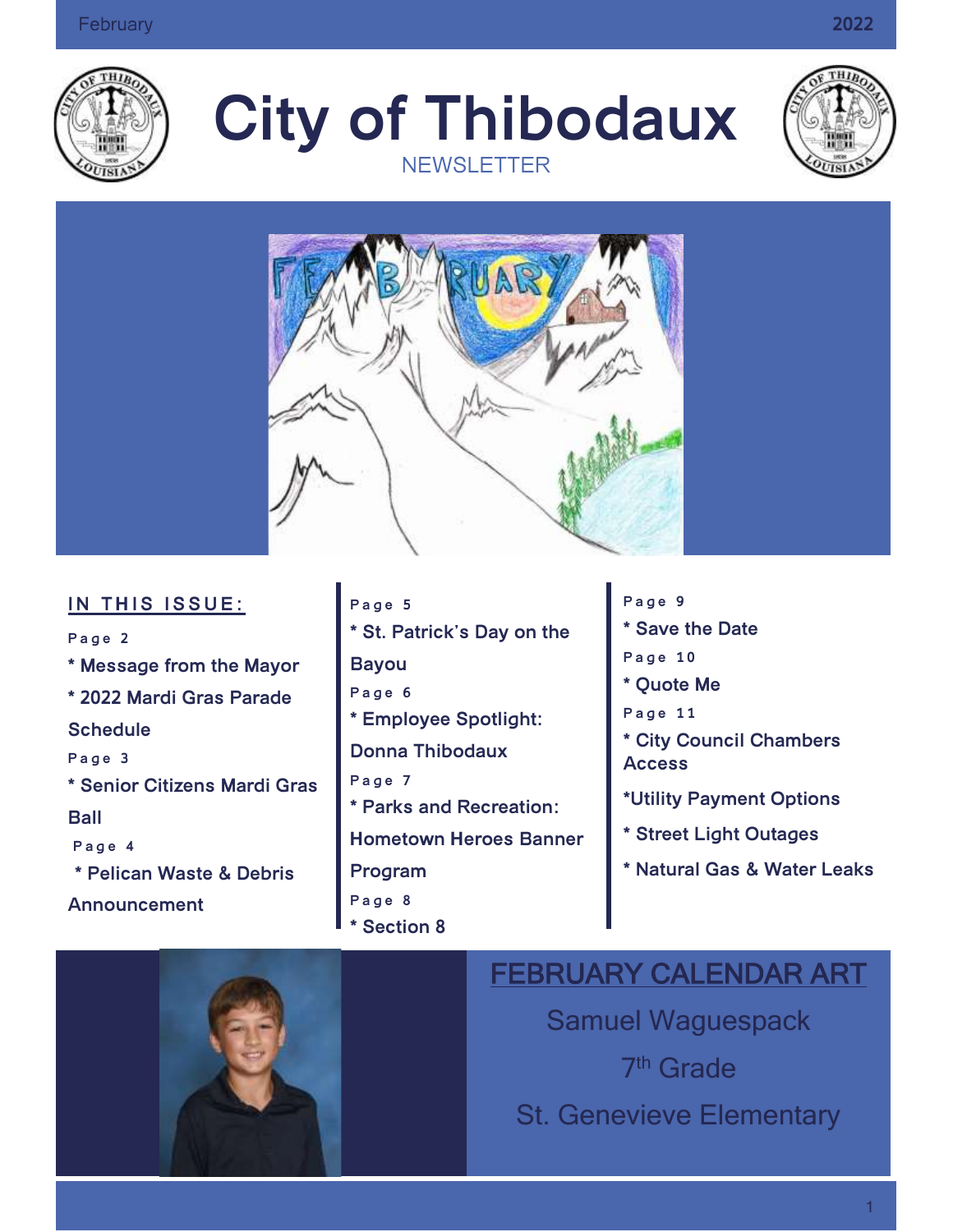# City of Thibodaux

NEWSLETTER

## IN THIS ISSUE:

Page 2

* Message from the Mayor
* 2022 Mardi Gras Parade Schedule

Page 3

* Senior Citizens Mardi Gras Ball

Page 4

* Pelican Waste & Debris Announcement

Page 5

* St. Patrick's Day on the Bayou

Page 6

* Employee Spotlight: Donna Thibodaux

Page 7

* Parks and Recreation: Hometown Heroes Banner Program

Page 8

* Section 8

Page 9

* Save the Date

Page 10

* Quote Me

Page 11

* City Council Chambers Access
* Utility Payment Options
* Street Light Outages
* Natural Gas & Water Leaks

## FEBRUARY CALENDAR ART

Samuel Waguespack

7th Grade

St. Genevieve Elementary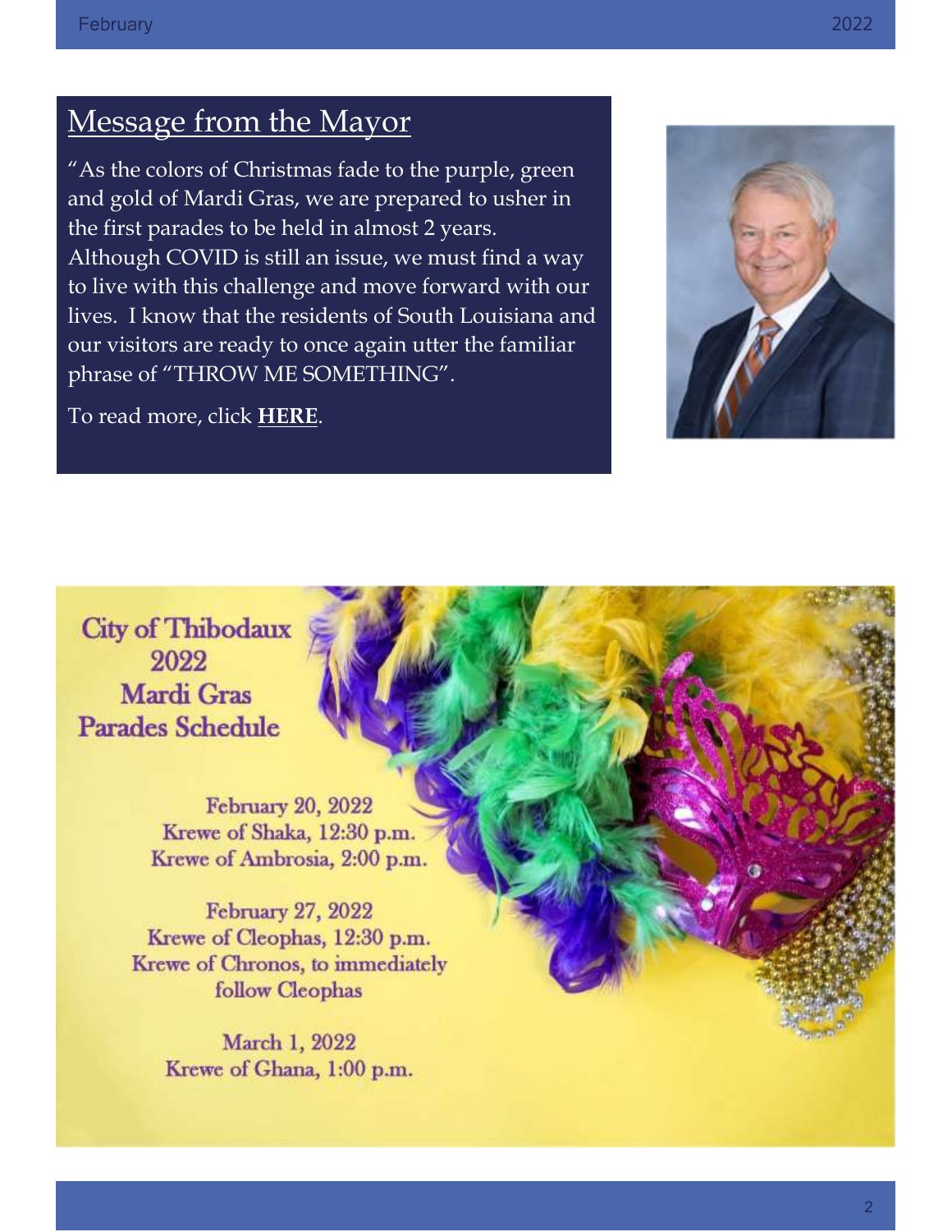## Message from the Mayor

"As the colors of Christmas fade to the purple, green and gold of Mardi Gras, we are prepared to usher in the first parades to be held in almost 2 years. Although COVID is still an issue, we must find a way to live with this challenge and move forward with our lives. I know that the residents of South Louisiana and our visitors are ready to once again utter the familiar phrase of "THROW ME SOMETHING".

To read more, click **HERE**.

## City of Thibodaux 2022 Mardi Gras Parades Schedule

February 20, 2022
Krewe of Shaka, 12:30 p.m.
Krewe of Ambrosia, 2:00 p.m.

February 27, 2022
Krewe of Cleophas, 12:30 p.m.
Krewe of Chronos, to immediately follow Cleophas

March 1, 2022
Krewe of Ghana, 1:00 p.m.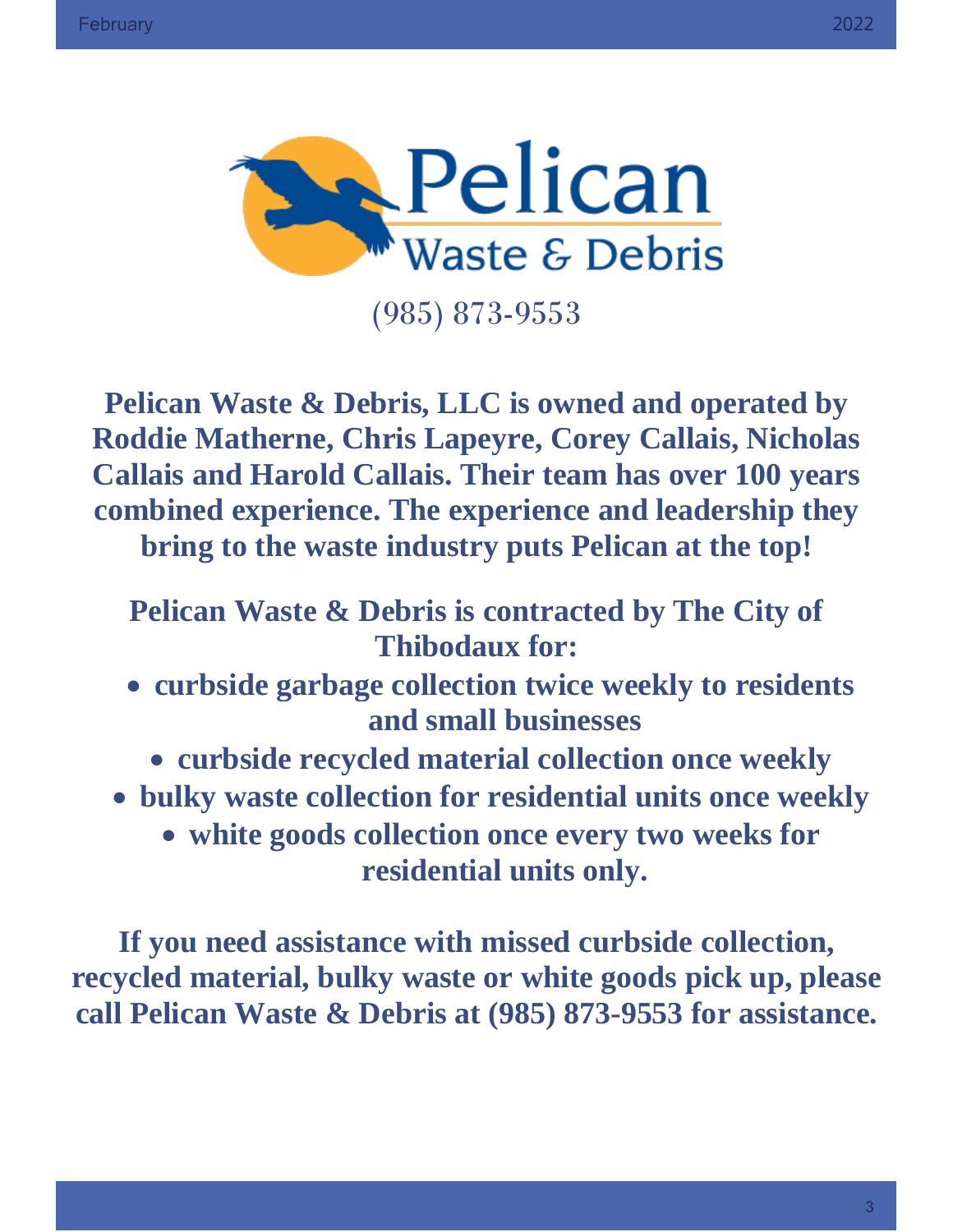# Pelican Waste & Debris

(985) 873-9553

**Pelican Waste & Debris, LLC is owned and operated by Roddie Matherne, Chris Lapeyre, Corey Callais, Nicholas Callais and Harold Callais. Their team has over 100 years combined experience. The experience and leadership they bring to the waste industry puts Pelican at the top!**

**Pelican Waste & Debris is contracted by The City of Thibodaux for:**

- **curbside garbage collection twice weekly to residents and small businesses**
- **curbside recycled material collection once weekly**
- **bulky waste collection for residential units once weekly**
- **white goods collection once every two weeks for residential units only.**

**If you need assistance with missed curbside collection, recycled material, bulky waste or white goods pick up, please call Pelican Waste & Debris at (985) 873-9553 for assistance.**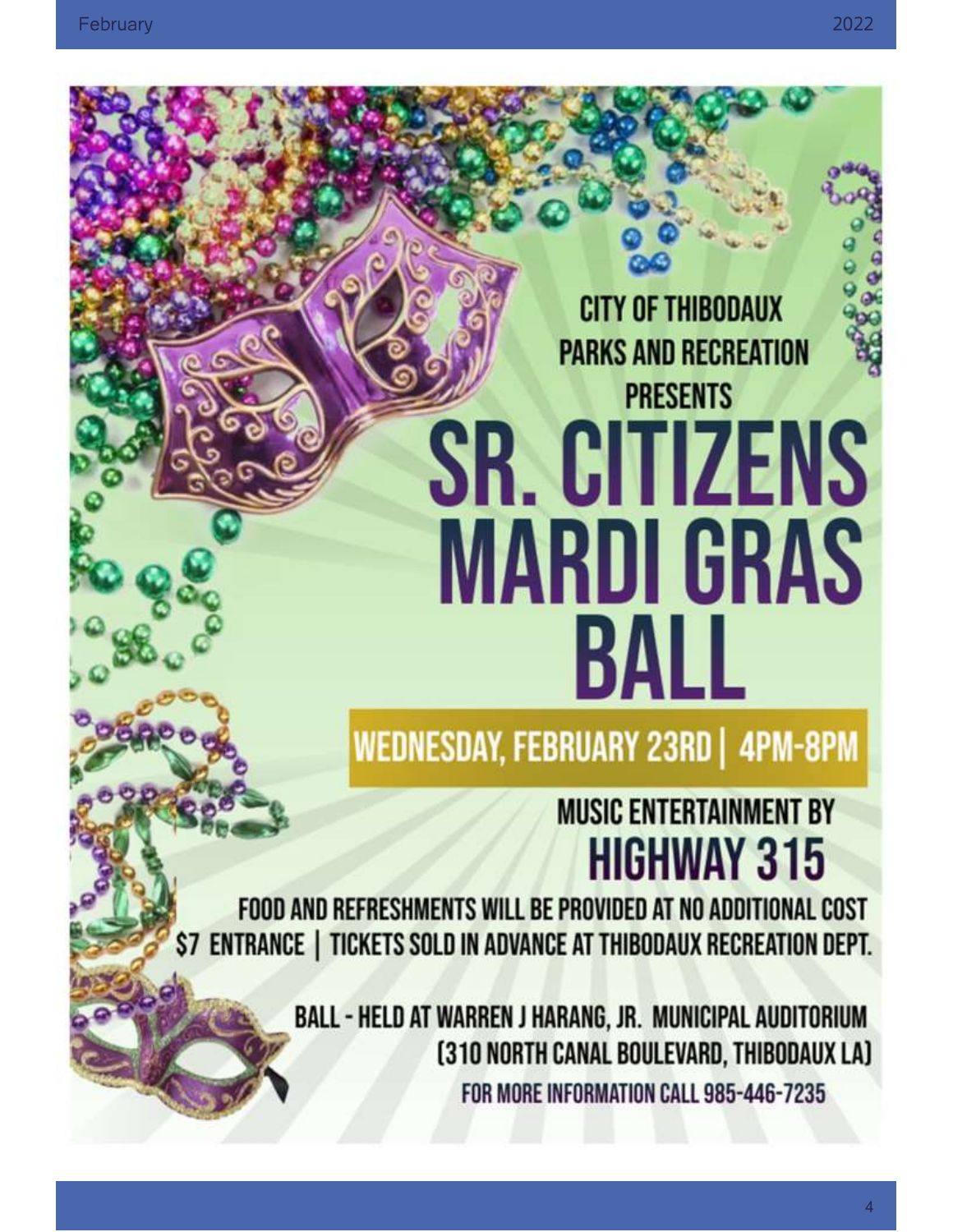CITY OF THIBODAUX
PARKS AND RECREATION
PRESENTS

# SR. CITIZENS MARDI GRAS BALL

**WEDNESDAY, FEBRUARY 23RD | 4PM-8PM**

MUSIC ENTERTAINMENT BY

## HIGHWAY 315

FOOD AND REFRESHMENTS WILL BE PROVIDED AT NO ADDITIONAL COST

$7 ENTRANCE | TICKETS SOLD IN ADVANCE AT THIBODAUX RECREATION DEPT.

BALL - HELD AT WARREN J HARANG, JR. MUNICIPAL AUDITORIUM
(310 NORTH CANAL BOULEVARD, THIBODAUX LA)

FOR MORE INFORMATION CALL 985-446-7235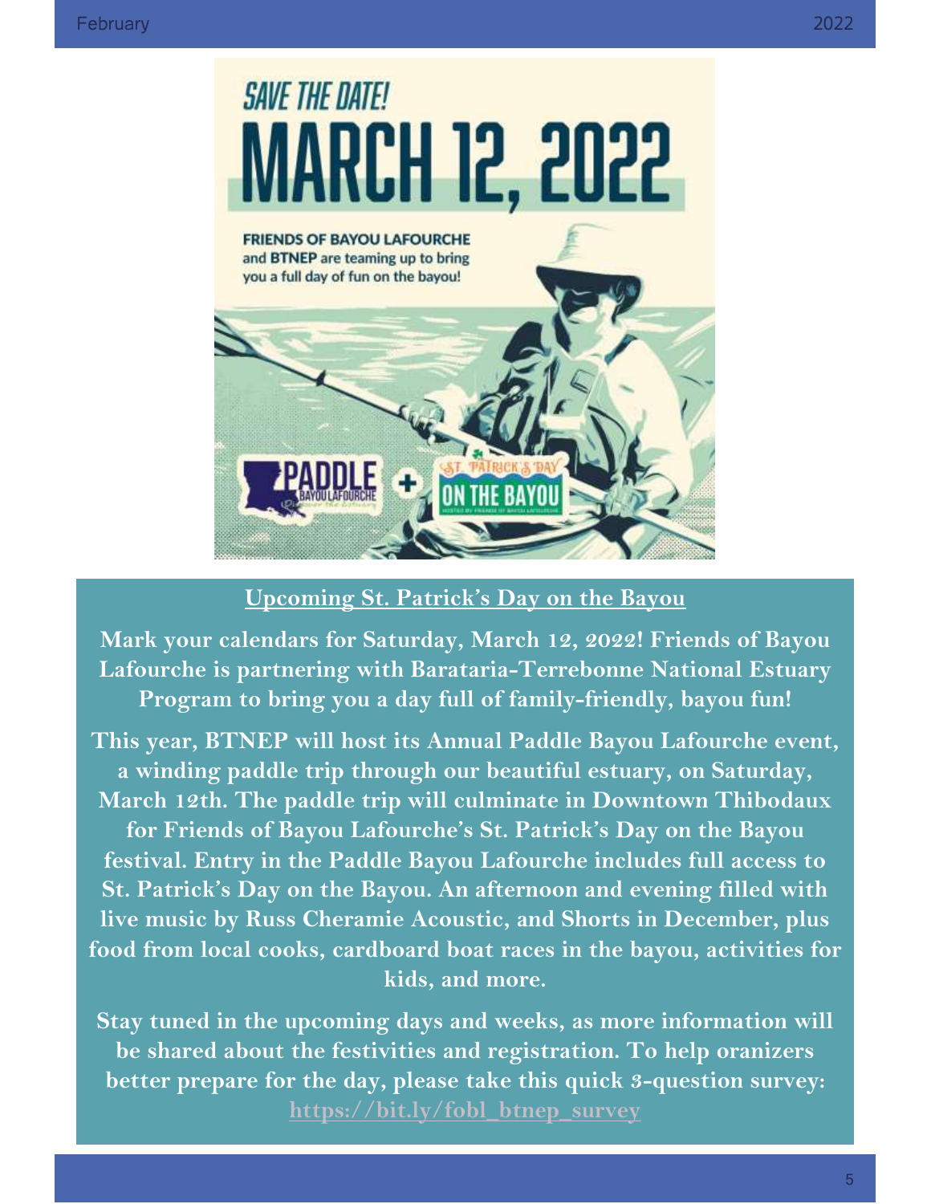SAVE THE DATE!

# MARCH 12, 2022

**FRIENDS OF BAYOU LAFOURCHE** and **BTNEP** are teaming up to bring you a full day of fun on the bayou!

PADDLE BAYOU LAFOURCHE + ST. PATRICK'S DAY ON THE BAYOU

## Upcoming St. Patrick's Day on the Bayou

**Mark your calendars for Saturday, March 12, 2022! Friends of Bayou Lafourche is partnering with Barataria-Terrebonne National Estuary Program to bring you a day full of family-friendly, bayou fun!**

**This year, BTNEP will host its Annual Paddle Bayou Lafourche event, a winding paddle trip through our beautiful estuary, on Saturday, March 12th. The paddle trip will culminate in Downtown Thibodaux for Friends of Bayou Lafourche's St. Patrick's Day on the Bayou festival. Entry in the Paddle Bayou Lafourche includes full access to St. Patrick's Day on the Bayou. An afternoon and evening filled with live music by Russ Cheramie Acoustic, and Shorts in December, plus food from local cooks, cardboard boat races in the bayou, activities for kids, and more.**

**Stay tuned in the upcoming days and weeks, as more information will be shared about the festivities and registration. To help oranizers better prepare for the day, please take this quick 3-question survey: https://bit.ly/fobl_btnep_survey**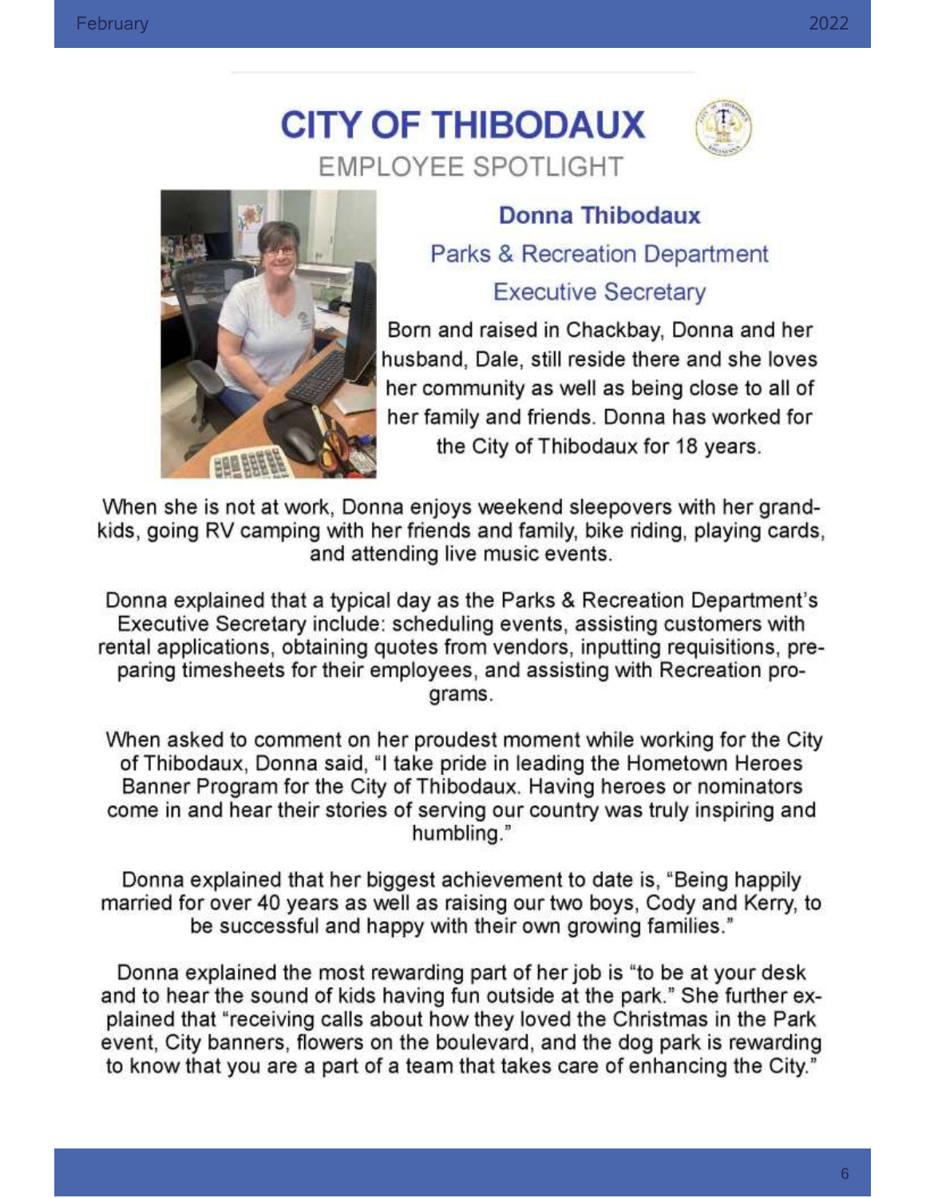# CITY OF THIBODAUX

## EMPLOYEE SPOTLIGHT

### Donna Thibodaux

Parks & Recreation Department

Executive Secretary

Born and raised in Chackbay, Donna and her husband, Dale, still reside there and she loves her community as well as being close to all of her family and friends. Donna has worked for the City of Thibodaux for 18 years.

When she is not at work, Donna enjoys weekend sleepovers with her grand-kids, going RV camping with her friends and family, bike riding, playing cards, and attending live music events.

Donna explained that a typical day as the Parks & Recreation Department's Executive Secretary include: scheduling events, assisting customers with rental applications, obtaining quotes from vendors, inputting requisitions, preparing timesheets for their employees, and assisting with Recreation programs.

When asked to comment on her proudest moment while working for the City of Thibodaux, Donna said, "I take pride in leading the Hometown Heroes Banner Program for the City of Thibodaux. Having heroes or nominators come in and hear their stories of serving our country was truly inspiring and humbling."

Donna explained that her biggest achievement to date is, "Being happily married for over 40 years as well as raising our two boys, Cody and Kerry, to be successful and happy with their own growing families."

Donna explained the most rewarding part of her job is "to be at your desk and to hear the sound of kids having fun outside at the park." She further explained that "receiving calls about how they loved the Christmas in the Park event, City banners, flowers on the boulevard, and the dog park is rewarding to know that you are a part of a team that takes care of enhancing the City."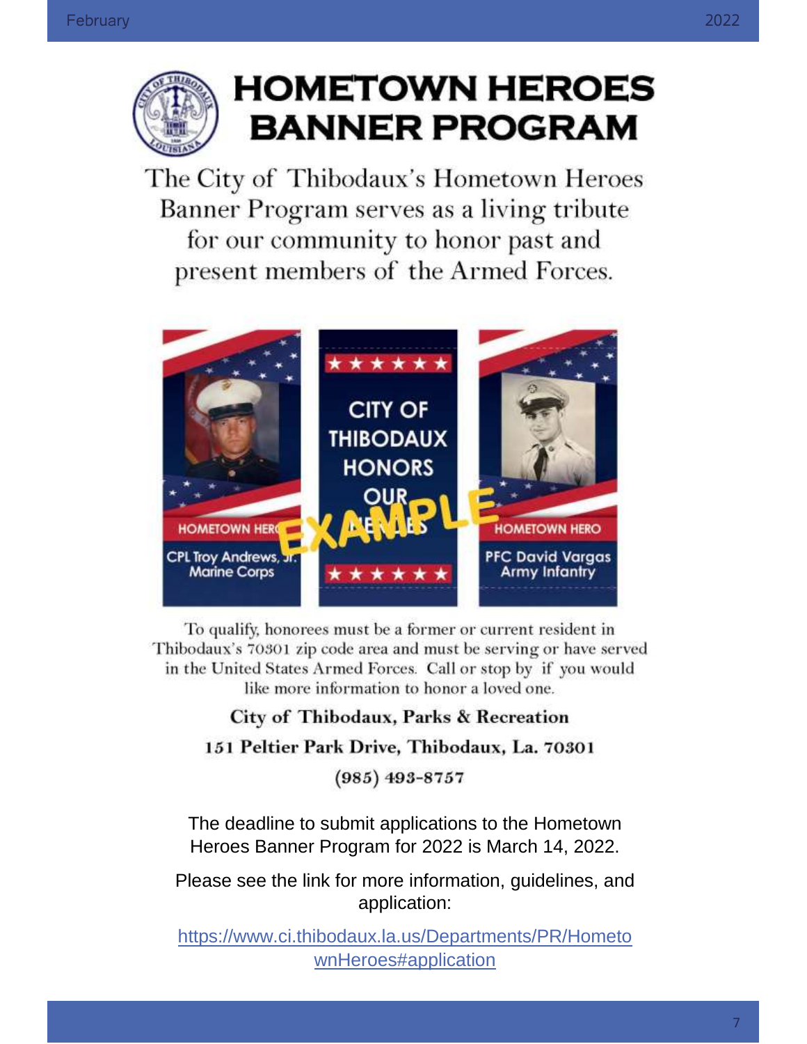# HOMETOWN HEROES BANNER PROGRAM

The City of Thibodaux's Hometown Heroes Banner Program serves as a living tribute for our community to honor past and present members of the Armed Forces.

To qualify, honorees must be a former or current resident in Thibodaux's 70301 zip code area and must be serving or have served in the United States Armed Forces. Call or stop by if you would like more information to honor a loved one.

**City of Thibodaux, Parks & Recreation**

**151 Peltier Park Drive, Thibodaux, La. 70301**

**(985) 493-8757**

The deadline to submit applications to the Hometown Heroes Banner Program for 2022 is March 14, 2022.

Please see the link for more information, guidelines, and application:

https://www.ci.thibodaux.la.us/Departments/PR/HometownHeroes#application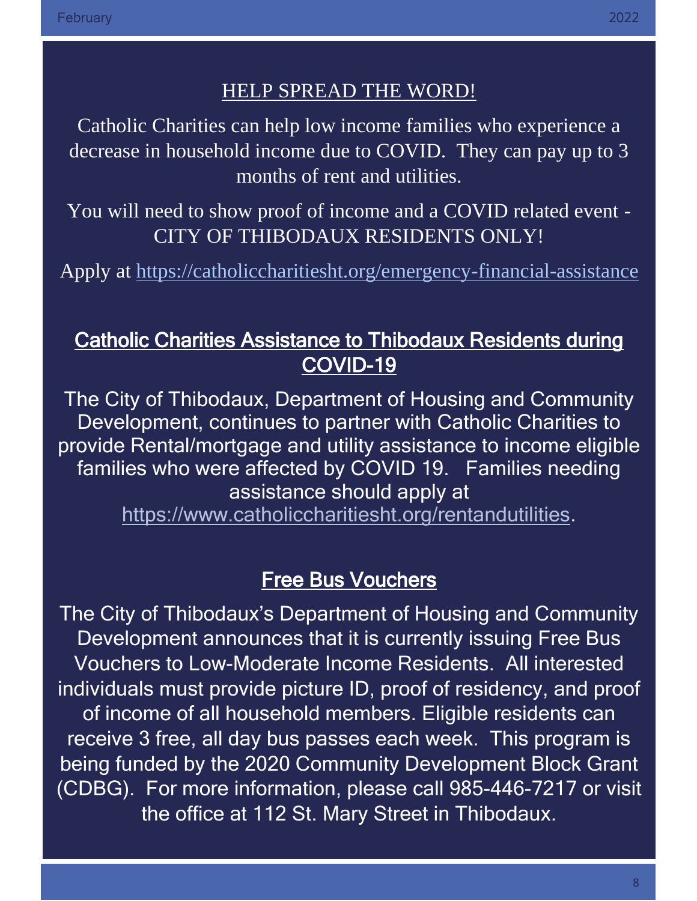## HELP SPREAD THE WORD!

Catholic Charities can help low income families who experience a decrease in household income due to COVID. They can pay up to 3 months of rent and utilities.

You will need to show proof of income and a COVID related event - CITY OF THIBODAUX RESIDENTS ONLY!

Apply at https://catholiccharitiesht.org/emergency-financial-assistance

## Catholic Charities Assistance to Thibodaux Residents during COVID-19

The City of Thibodaux, Department of Housing and Community Development, continues to partner with Catholic Charities to provide Rental/mortgage and utility assistance to income eligible families who were affected by COVID 19. Families needing assistance should apply at https://www.catholiccharitiesht.org/rentandutilities.

## Free Bus Vouchers

The City of Thibodaux's Department of Housing and Community Development announces that it is currently issuing Free Bus Vouchers to Low-Moderate Income Residents. All interested individuals must provide picture ID, proof of residency, and proof of income of all household members. Eligible residents can receive 3 free, all day bus passes each week. This program is being funded by the 2020 Community Development Block Grant (CDBG). For more information, please call 985-446-7217 or visit the office at 112 St. Mary Street in Thibodaux.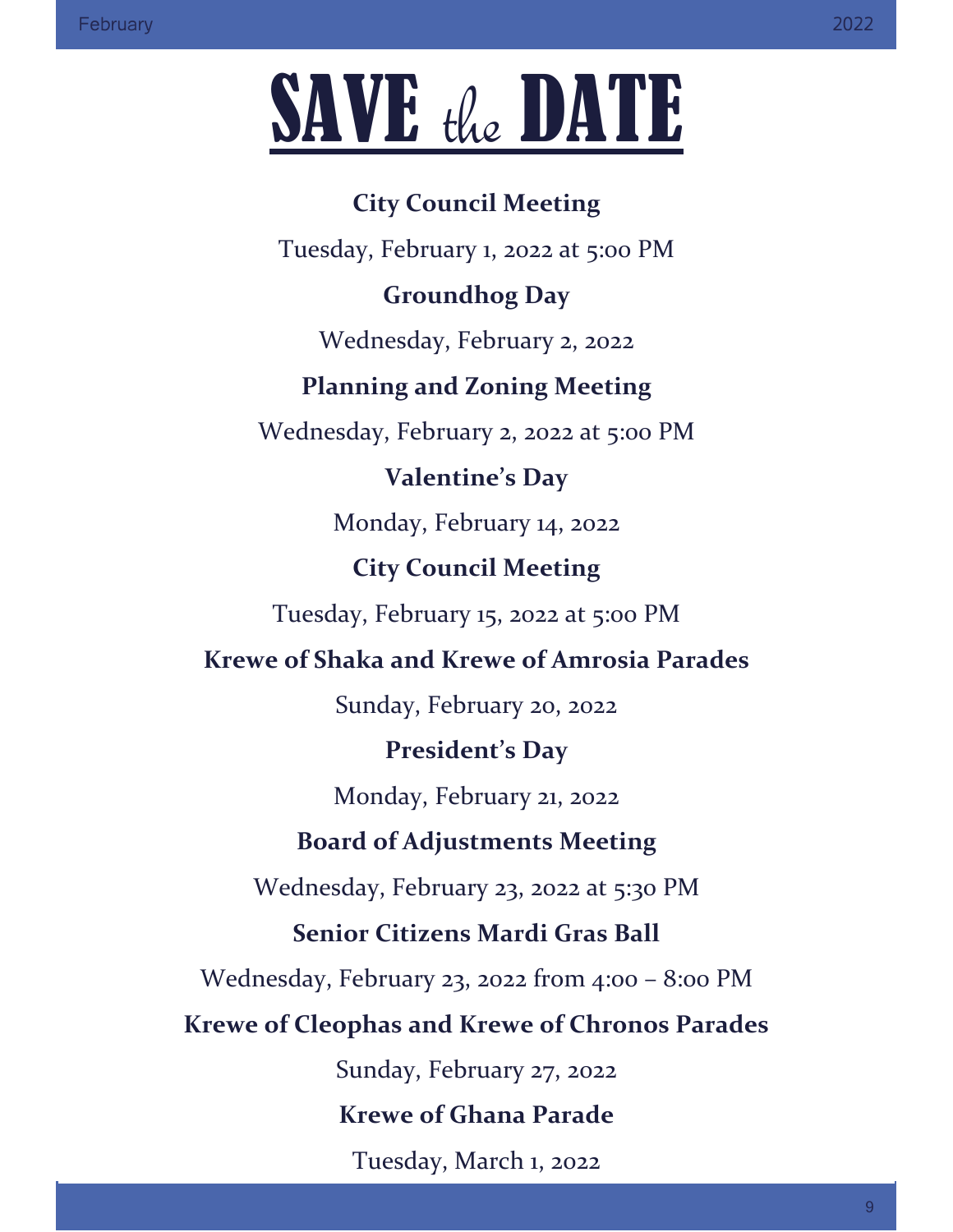# SAVE the DATE

**City Council Meeting**

Tuesday, February 1, 2022 at 5:00 PM

**Groundhog Day**

Wednesday, February 2, 2022

**Planning and Zoning Meeting**

Wednesday, February 2, 2022 at 5:00 PM

**Valentine's Day**

Monday, February 14, 2022

**City Council Meeting**

Tuesday, February 15, 2022 at 5:00 PM

**Krewe of Shaka and Krewe of Amrosia Parades**

Sunday, February 20, 2022

**President's Day**

Monday, February 21, 2022

**Board of Adjustments Meeting**

Wednesday, February 23, 2022 at 5:30 PM

**Senior Citizens Mardi Gras Ball**

Wednesday, February 23, 2022 from 4:00 – 8:00 PM

**Krewe of Cleophas and Krewe of Chronos Parades**

Sunday, February 27, 2022

**Krewe of Ghana Parade**

Tuesday, March 1, 2022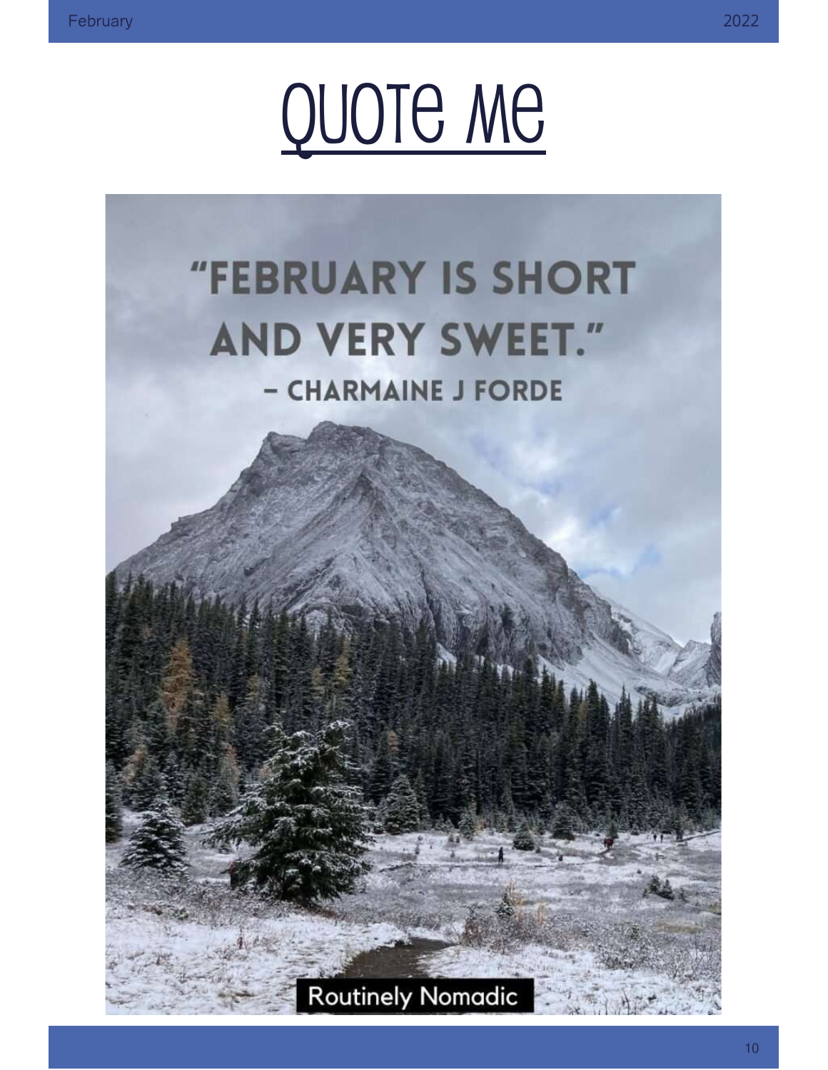# Quote Me

"FEBRUARY IS SHORT AND VERY SWEET."

– CHARMAINE J FORDE

Routinely Nomadic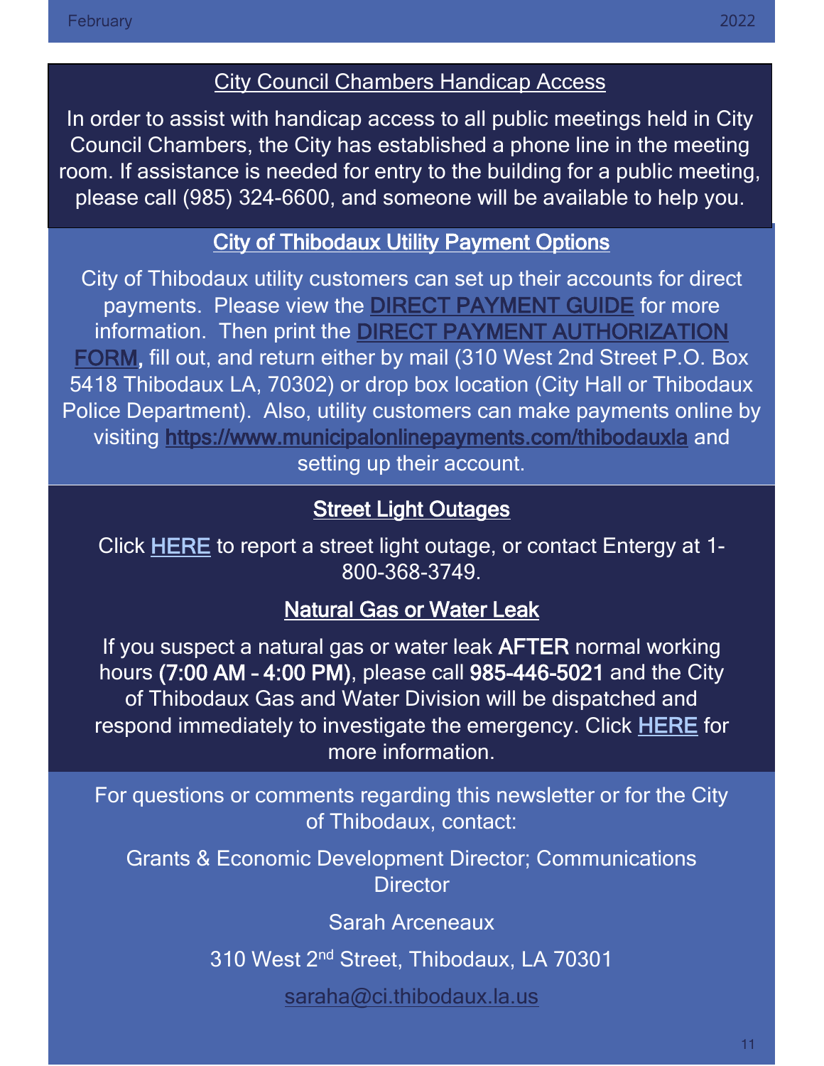## City Council Chambers Handicap Access

In order to assist with handicap access to all public meetings held in City Council Chambers, the City has established a phone line in the meeting room. If assistance is needed for entry to the building for a public meeting, please call (985) 324-6600, and someone will be available to help you.

## City of Thibodaux Utility Payment Options

City of Thibodaux utility customers can set up their accounts for direct payments. Please view the DIRECT PAYMENT GUIDE for more information. Then print the DIRECT PAYMENT AUTHORIZATION FORM, fill out, and return either by mail (310 West 2nd Street P.O. Box 5418 Thibodaux LA, 70302) or drop box location (City Hall or Thibodaux Police Department). Also, utility customers can make payments online by visiting https://www.municipalonlinepayments.com/thibodauxla and setting up their account.

## Street Light Outages

Click HERE to report a street light outage, or contact Entergy at 1-800-368-3749.

## Natural Gas or Water Leak

If you suspect a natural gas or water leak **AFTER** normal working hours **(7:00 AM – 4:00 PM)**, please call **985-446-5021** and the City of Thibodaux Gas and Water Division will be dispatched and respond immediately to investigate the emergency. Click HERE for more information.

For questions or comments regarding this newsletter or for the City of Thibodaux, contact:

Grants & Economic Development Director; Communications Director

Sarah Arceneaux

310 West 2nd Street, Thibodaux, LA 70301

saraha@ci.thibodaux.la.us